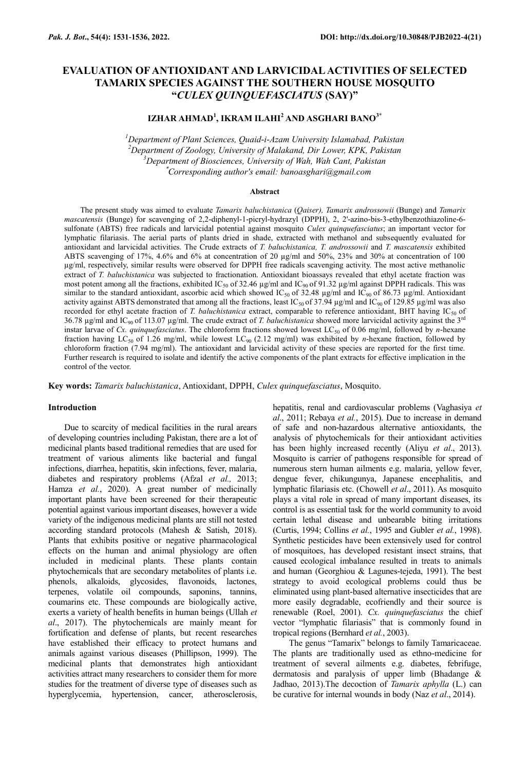# EVALUATION OF ANTIOXIDANT AND LARVICIDAL ACTIVITIES OF SELECTED TAMARIX SPECIES AGAINST THE SOUTHERN HOUSE MOSQUITO "*CULEX QUINQUEFASCIATUS* (SAY)"

**IZHAR AHMAD[1], IKRAM ILAHI[2] AND ASGHARI BANO[3*]**

[1]Department of Plant Sciences, Quaid-i-Azam University Islamabad, Pakistan
[2]Department of Zoology, University of Malakand, Dir Lower, KPK, Pakistan
[3]Department of Biosciences, University of Wah, Wah Cant, Pakistan
[*]Corresponding author's email: banoasghari@gmail.com

## Abstract

The present study was aimed to evaluate *Tamarix baluchistanica* (*Qaiser), Tamarix androssowii* (Bunge) and *Tamarix mascatensis* (Bunge) for scavenging of 2,2-diphenyl-1-picryl-hydrazyl (DPPH), 2, 2'-azino-bis-3-ethylbenzothiazoline-6-sulfonate (ABTS) free radicals and larvicidal potential against mosquito *Culex quinquefasciatus*; an important vector for lymphatic filariasis. The aerial parts of plants dried in shade, extracted with methanol and subsequently evaluated for antioxidant and larvicidal activities. The Crude extracts of *T. baluchistanica, T. androssowii* and *T. mascatensis* exhibited ABTS scavenging of 17%, 4.6% and 6% at concentration of 20 µg/ml and 50%, 23% and 30% at concentration of 100 µg/ml, respectively, similar results were observed for DPPH free radicals scavenging activity. The most active methanolic extract of *T. baluchistanica* was subjected to fractionation. Antioxidant bioassays revealed that ethyl acetate fraction was most potent among all the fractions, exhibited $IC_{50}$ of 32.46 µg/ml and $IC_{90}$ of 91.32 µg/ml against DPPH radicals. This was similar to the standard antioxidant, ascorbic acid which showed $IC_{50}$ of 32.48 µg/ml and $IC_{90}$ of 86.73 µg/ml. Antioxidant activity against ABTS demonstrated that among all the fractions, least $IC_{50}$ of 37.94 µg/ml and $IC_{90}$ of 129.85 µg/ml was also recorded for ethyl acetate fraction of *T. baluchistanica* extract, comparable to reference antioxidant, BHT having $IC_{50}$ of 36.78 µg/ml and $IC_{90}$ of 113.07 µg/ml. The crude extract of *T. baluchistanica* showed more larvicidal activity against the 3rd instar larvae of *Cx. quinquefasciatus*. The chloroform fractions showed lowest $LC_{50}$ of 0.06 mg/ml, followed by *n*-hexane fraction having $LC_{50}$ of 1.26 mg/ml, while lowest $LC_{90}$ (2.12 mg/ml) was exhibited by *n*-hexane fraction, followed by chloroform fraction (7.94 mg/ml). The antioxidant and larvicidal activity of these species are reported for the first time. Further research is required to isolate and identify the active components of the plant extracts for effective implication in the control of the vector.

**Key words:** *Tamarix baluchistanica*, Antioxidant, DPPH, *Culex quinquefasciatus*, Mosquito.

## Introduction

Due to scarcity of medical facilities in the rural arears of developing countries including Pakistan, there are a lot of medicinal plants based traditional remedies that are used for treatment of various aliments like bacterial and fungal infections, diarrhea, hepatitis, skin infections, fever, malaria, diabetes and respiratory problems (Afzal *et al.,* 2013; Hamza *et al.*, 2020). A great number of medicinally important plants have been screened for their therapeutic potential against various important diseases, however a wide variety of the indigenous medicinal plants are still not tested according standard protocols (Mahesh & Satish, 2018). Plants that exhibits positive or negative pharmacological effects on the human and animal physiology are often included in medicinal plants. These plants contain phytochemicals that are secondary metabolites of plants i.e. phenols, alkaloids, glycosides, flavonoids, lactones, terpenes, volatile oil compounds, saponins, tannins, coumarins etc. These compounds are biologically active, exerts a variety of health benefits in human beings (Ullah *et al*., 2017). The phytochemicals are mainly meant for fortification and defense of plants, but recent researches have established their efficacy to protect humans and animals against various diseases (Phillipson, 1999). The medicinal plants that demonstrates high antioxidant activities attract many researchers to consider them for more studies for the treatment of diverse type of diseases such as hyperglycemia, hypertension, cancer, atherosclerosis, hepatitis, renal and cardiovascular problems (Vaghasiya *et al*., 2011; Rebaya *et al.*, 2015). Due to increase in demand of safe and non-hazardous alternative antioxidants, the analysis of phytochemicals for their antioxidant activities has been highly increased recently (Aliyu *et al*., 2013). Mosquito is carrier of pathogens responsible for spread of numerous stern human ailments e.g. malaria, yellow fever, dengue fever, chikungunya, Japanese encephalitis, and lymphatic filariasis etc. (Chowell *et al*., 2011). As mosquito plays a vital role in spread of many important diseases, its control is as essential task for the world community to avoid certain lethal disease and unbearable biting irritations (Curtis, 1994; Collins *et al.*, 1995 and Gubler *et al.*, 1998). Synthetic pesticides have been extensively used for control of mosquitoes, has developed resistant insect strains, that caused ecological imbalance resulted in treats to animals and human (Georghiou & Lagunes-tejeda, 1991). The best strategy to avoid ecological problems could thus be eliminated using plant-based alternative insecticides that are more easily degradable, ecofriendly and their source is renewable (Roel, 2001). *Cx. quinquefasciatus* the chief vector "lymphatic filariasis" that is commonly found in tropical regions (Bernhard *et al.*, 2003).

The genus "Tamarix" belongs to family Tamaricaceae. The plants are traditionally used as ethno-medicine for treatment of several ailments e.g. diabetes, febrifuge, dermatosis and paralysis of upper limb (Bhadange & Jadhao, 2013).The decoction of *Tamarix aphylla* (L.) can be curative for internal wounds in body (Naz *et al*., 2014).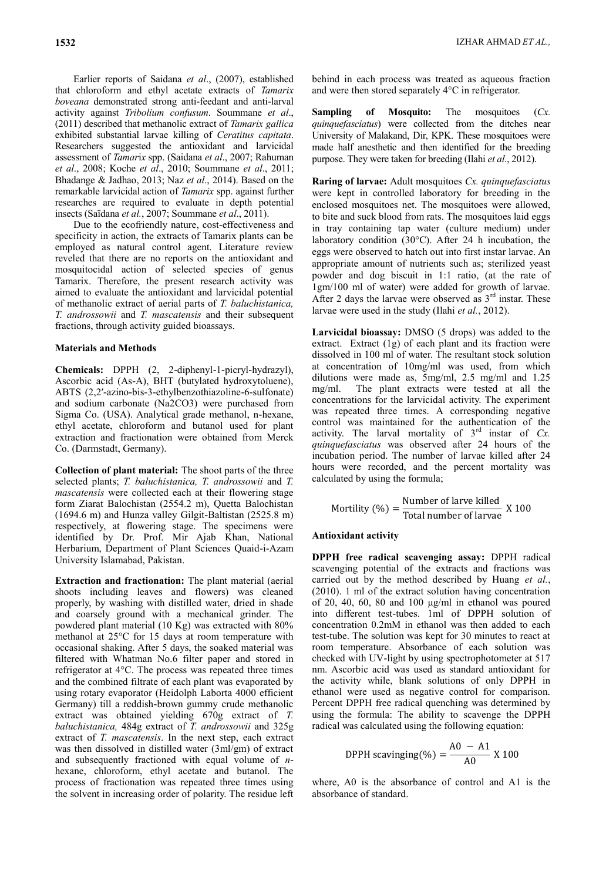Earlier reports of Saidana *et al*., (2007), established that chloroform and ethyl acetate extracts of *Tamarix boveana* demonstrated strong anti-feedant and anti-larval activity against *Tribolium confusum*. Soummane *et al*., (2011) described that methanolic extract of *Tamarix gallica* exhibited substantial larvae killing of *Ceratitus capitata*. Researchers suggested the antioxidant and larvicidal assessment of *Tamari*x spp. (Saidana *et al*., 2007; Rahuman *et al*., 2008; Koche *et al*., 2010; Soummane *et al*., 2011; Bhadange & Jadhao, 2013; Naz *et al*., 2014). Based on the remarkable larvicidal action of *Tamarix* spp. against further researches are required to evaluate in depth potential insects (Saïdana *et al.*, 2007; Soummane *et al*., 2011).

Due to the ecofriendly nature, cost-effectiveness and specificity in action, the extracts of Tamarix plants can be employed as natural control agent. Literature review reveled that there are no reports on the antioxidant and mosquitocidal action of selected species of genus Tamarix. Therefore, the present research activity was aimed to evaluate the antioxidant and larvicidal potential of methanolic extract of aerial parts of *T. baluchistanica, T. androssowii* and *T. mascatensis* and their subsequent fractions, through activity guided bioassays.

## Materials and Methods

**Chemicals:** DPPH (2, 2-diphenyl-1-picryl-hydrazyl), Ascorbic acid (As-A), BHT (butylated hydroxytoluene), ABTS (2,2′-azino-bis-3-ethylbenzothiazoline-6-sulfonate) and sodium carbonate ($Na_2CO_3$) were purchased from Sigma Co. (USA). Analytical grade methanol, n-hexane, ethyl acetate, chloroform and butanol used for plant extraction and fractionation were obtained from Merck Co. (Darmstadt, Germany).

**Collection of plant material:** The shoot parts of the three selected plants; *T. baluchistanica, T. androssowii* and *T. mascatensis* were collected each at their flowering stage form Ziarat Balochistan (2554.2 m), Quetta Balochistan (1694.6 m) and Hunza valley Gilgit-Baltistan (2525.8 m) respectively, at flowering stage. The specimens were identified by Dr. Prof. Mir Ajab Khan, National Herbarium, Department of Plant Sciences Quaid-i-Azam University Islamabad, Pakistan.

**Extraction and fractionation:** The plant material (aerial shoots including leaves and flowers) was cleaned properly, by washing with distilled water, dried in shade and coarsely ground with a mechanical grinder. The powdered plant material (10 Kg) was extracted with 80% methanol at 25°C for 15 days at room temperature with occasional shaking. After 5 days, the soaked material was filtered with Whatman No.6 filter paper and stored in refrigerator at 4°C. The process was repeated three times and the combined filtrate of each plant was evaporated by using rotary evaporator (Heidolph Laborta 4000 efficient Germany) till a reddish-brown gummy crude methanolic extract was obtained yielding 670g extract of *T. baluchistanica,* 484g extract of *T. androssowii* and 325g extract of *T. mascatensis*. In the next step, each extract was then dissolved in distilled water (3ml/gm) of extract and subsequently fractioned with equal volume of *n*-hexane, chloroform, ethyl acetate and butanol. The process of fractionation was repeated three times using the solvent in increasing order of polarity. The residue left behind in each process was treated as aqueous fraction and were then stored separately 4°C in refrigerator.

**Sampling of Mosquito:** The mosquitoes (*Cx. quinquefasciatus*) were collected from the ditches near University of Malakand, Dir, KPK. These mosquitoes were made half anesthetic and then identified for the breeding purpose. They were taken for breeding (Ilahi *et al.*, 2012).

**Raring of larvae:** Adult mosquitoes *Cx. quinquefasciatus* were kept in controlled laboratory for breeding in the enclosed mosquitoes net. The mosquitoes were allowed, to bite and suck blood from rats. The mosquitoes laid eggs in tray containing tap water (culture medium) under laboratory condition (30°C). After 24 h incubation, the eggs were observed to hatch out into first instar larvae. An appropriate amount of nutrients such as; sterilized yeast powder and dog biscuit in 1:1 ratio, (at the rate of 1gm/100 ml of water) were added for growth of larvae. After 2 days the larvae were observed as 3rd instar. These larvae were used in the study (Ilahi *et al.*, 2012).

**Larvicidal bioassay:** DMSO (5 drops) was added to the extract. Extract (1g) of each plant and its fraction were dissolved in 100 ml of water. The resultant stock solution at concentration of 10mg/ml was used, from which dilutions were made as, 5mg/ml, 2.5 mg/ml and 1.25 mg/ml. The plant extracts were tested at all the concentrations for the larvicidal activity. The experiment was repeated three times. A corresponding negative control was maintained for the authentication of the activity. The larval mortality of 3rd instar of *Cx. quinquefasciatus* was observed after 24 hours of the incubation period. The number of larvae killed after 24 hours were recorded, and the percent mortality was calculated by using the formula;

$$\text{Mortility (\%)} = \frac{\text{Number of larve killed}}{\text{Total number of larvae}} \text{ X } 100$$

### Antioxidant activity

**DPPH free radical scavenging assay:** DPPH radical scavenging potential of the extracts and fractions was carried out by the method described by Huang *et al.*, (2010). 1 ml of the extract solution having concentration of 20, 40, 60, 80 and 100 µg/ml in ethanol was poured into different test-tubes. 1ml of DPPH solution of concentration 0.2mM in ethanol was then added to each test-tube. The solution was kept for 30 minutes to react at room temperature. Absorbance of each solution was checked with UV-light by using spectrophotometer at 517 nm. Ascorbic acid was used as standard antioxidant for the activity while, blank solutions of only DPPH in ethanol were used as negative control for comparison. Percent DPPH free radical quenching was determined by using the formula: The ability to scavenge the DPPH radical was calculated using the following equation:

$$\text{DPPH scavinging(\%)} = \frac{A0 - A1}{A0} \text{ X } 100$$

where, A0 is the absorbance of control and A1 is the absorbance of standard.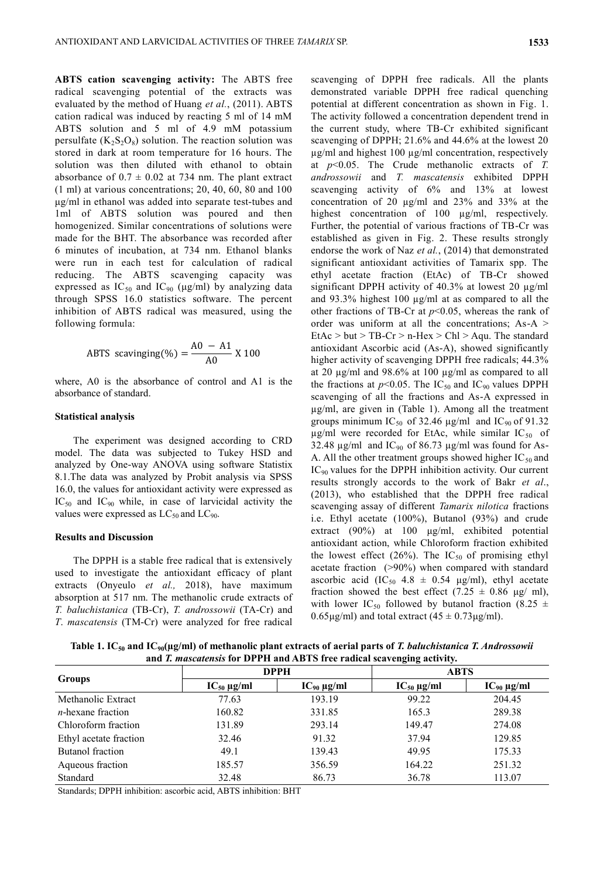**ABTS cation scavenging activity:** The ABTS free radical scavenging potential of the extracts was evaluated by the method of Huang *et al.*, (2011). ABTS cation radical was induced by reacting 5 ml of 14 mM ABTS solution and 5 ml of 4.9 mM potassium persulfate ($K_2S_2O_8$) solution. The reaction solution was stored in dark at room temperature for 16 hours. The solution was then diluted with ethanol to obtain absorbance of 0.7 ± 0.02 at 734 nm. The plant extract (1 ml) at various concentrations; 20, 40, 60, 80 and 100 µg/ml in ethanol was added into separate test-tubes and 1ml of ABTS solution was poured and then homogenized. Similar concentrations of solutions were made for the BHT. The absorbance was recorded after 6 minutes of incubation, at 734 nm. Ethanol blanks were run in each test for calculation of radical reducing. The ABTS scavenging capacity was expressed as $IC_{50}$ and $IC_{90}$ (µg/ml) by analyzing data through SPSS 16.0 statistics software. The percent inhibition of ABTS radical was measured, using the following formula:

$$\text{ABTS scaviging}(\%) = \frac{\text{A0} - \text{A1}}{\text{A0}} \text{ X } 100$$

where, A0 is the absorbance of control and A1 is the absorbance of standard.

### Statistical analysis

The experiment was designed according to CRD model. The data was subjected to Tukey HSD and analyzed by One-way ANOVA using software Statistix 8.1.The data was analyzed by Probit analysis via SPSS 16.0, the values for antioxidant activity were expressed as $IC_{50}$ and $IC_{90}$ while, in case of larvicidal activity the values were expressed as $LC_{50}$ and $LC_{90}$.

### Results and Discussion

The DPPH is a stable free radical that is extensively used to investigate the antioxidant efficacy of plant extracts (Onyeulo *et al.,* 2018), have maximum absorption at 517 nm. The methanolic crude extracts of *T. baluchistanica* (TB-Cr), *T. androssowii* (TA-Cr) and *T*. *mascatensis* (TM-Cr) were analyzed for free radical scavenging of DPPH free radicals. All the plants demonstrated variable DPPH free radical quenching potential at different concentration as shown in Fig. 1. The activity followed a concentration dependent trend in the current study, where TB-Cr exhibited significant scavenging of DPPH; 21.6% and 44.6% at the lowest 20 µg/ml and highest 100 µg/ml concentration, respectively at $p<0.05$. The Crude methanolic extracts of *T. androssowii* and *T. mascatensis* exhibited DPPH scavenging activity of 6% and 13% at lowest concentration of 20 µg/ml and 23% and 33% at the highest concentration of 100 µg/ml, respectively. Further, the potential of various fractions of TB-Cr was established as given in Fig. 2. These results strongly endorse the work of Naz *et al.*, (2014) that demonstrated significant antioxidant activities of Tamarix spp. The ethyl acetate fraction (EtAc) of TB-Cr showed significant DPPH activity of 40.3% at lowest 20 µg/ml and 93.3% highest 100 µg/ml at as compared to all the other fractions of TB-Cr at $p<0.05$, whereas the rank of order was uniform at all the concentrations; As-A > EtAc > but > TB-Cr > n-Hex > Chl > Aqu. The standard antioxidant Ascorbic acid (As-A), showed significantly higher activity of scavenging DPPH free radicals; 44.3% at 20 µg/ml and 98.6% at 100 µg/ml as compared to all the fractions at $p<0.05$. The $IC_{50}$ and $IC_{90}$ values DPPH scavenging of all the fractions and As-A expressed in µg/ml, are given in (Table 1). Among all the treatment groups minimum $IC_{50}$ of 32.46 µg/ml and $IC_{90}$ of 91.32 µg/ml were recorded for EtAc, while similar $IC_{50}$ of 32.48 µg/ml and $IC_{90}$ of 86.73 µg/ml was found for As-A. All the other treatment groups showed higher $IC_{50}$ and $IC_{90}$ values for the DPPH inhibition activity. Our current results strongly accords to the work of Bakr *et al*., (2013), who established that the DPPH free radical scavenging assay of different *Tamarix nilotica* fractions i.e. Ethyl acetate (100%), Butanol (93%) and crude extract (90%) at 100 µg/ml, exhibited potential antioxidant action, while Chloroform fraction exhibited the lowest effect (26%). The $IC_{50}$ of promising ethyl acetate fraction (>90%) when compared with standard ascorbic acid ($IC_{50}$ 4.8 ± 0.54 µg/ml), ethyl acetate fraction showed the best effect (7.25 ± 0.86 µg/ ml), with lower $IC_{50}$ followed by butanol fraction (8.25 ± 0.65µg/ml) and total extract (45 ± 0.73µg/ml).

**Table 1. $IC_{50}$ and $IC_{90}$(µg/ml) of methanolic plant extracts of aerial parts of *T. baluchistanica T. Androssowii* and *T. mascatensis* for DPPH and ABTS free radical scavenging activity.**

| Groups | DPPH | | ABTS | |
|---|---|---|---|---|
| | $IC_{50}$ µg/ml | $IC_{90}$ µg/ml | $IC_{50}$ µg/ml | $IC_{90}$ µg/ml |
| Methanolic Extract | 77.63 | 193.19 | 99.22 | 204.45 |
| *n*-hexane fraction | 160.82 | 331.85 | 165.3 | 289.38 |
| Chloroform fraction | 131.89 | 293.14 | 149.47 | 274.08 |
| Ethyl acetate fraction | 32.46 | 91.32 | 37.94 | 129.85 |
| Butanol fraction | 49.1 | 139.43 | 49.95 | 175.33 |
| Aqueous fraction | 185.57 | 356.59 | 164.22 | 251.32 |
| Standard | 32.48 | 86.73 | 36.78 | 113.07 |

Standards; DPPH inhibition: ascorbic acid, ABTS inhibition: BHT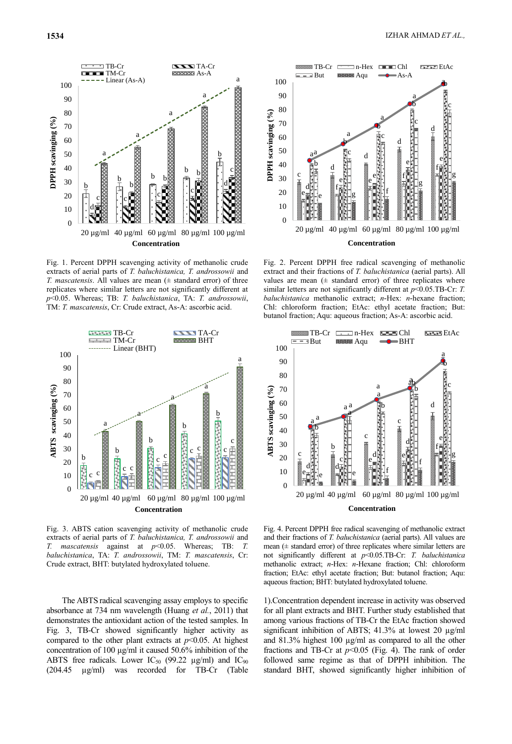Fig. 1. Percent DPPH scavenging activity of methanolic crude extracts of aerial parts of *T. baluchistanica, T. androssowii* and *T. mascatensis*. All values are mean (± standard error) of three replicates where similar letters are not significantly different at $p<0.05$. Whereas; TB: *T. baluchistanica*, TA: *T. androssowii*, TM: *T. mascatensis*, Cr: Crude extract, As-A: ascorbic acid.

Fig. 2. Percent DPPH free radical scavenging of methanolic extract and their fractions of *T. baluchistanica* (aerial parts). All values are mean (± standard error) of three replicates where similar letters are not significantly different at $p<0.05$.TB-Cr: *T. baluchistanica* methanolic extract; *n*-Hex: *n*-hexane fraction; Chl: chloroform fraction; EtAc: ethyl acetate fraction; But: butanol fraction; Aqu: aqueous fraction; As-A: ascorbic acid.

Fig. 3. ABTS cation scavenging activity of methanolic crude extracts of aerial parts of *T. baluchistanica, T. androssowii* and *T. mascatensis* against at $p<0.05$. Whereas; TB: *T. baluchistanica*, TA: *T. androssowii*, TM: *T. mascatensis*, Cr: Crude extract, BHT: butylated hydroxylated toluene.

Fig. 4. Percent DPPH free radical scavenging of methanolic extract and their fractions of *T. baluchistanica* (aerial parts). All values are mean (± standard error) of three replicates where similar letters are not significantly different at $p<0.05$.TB-Cr: *T. baluchistanica* methanolic extract; *n*-Hex: *n*-Hexane fraction; Chl: chloroform fraction; EtAc: ethyl acetate fraction; But: butanol fraction; Aqu: aqueous fraction; BHT: butylated hydroxylated toluene.

The ABTS radical scavenging assay employs to specific absorbance at 734 nm wavelength (Huang *et al.*, 2011) that demonstrates the antioxidant action of the tested samples. In Fig. 3, TB-Cr showed significantly higher activity as compared to the other plant extracts at $p<0.05$. At highest concentration of 100 µg/ml it caused 50.6% inhibition of the ABTS free radicals. Lower $IC_{50}$ (99.22 µg/ml) and $IC_{90}$ (204.45 µg/ml) was recorded for TB-Cr (Table 1).Concentration dependent increase in activity was observed for all plant extracts and BHT. Further study established that among various fractions of TB-Cr the EtAc fraction showed significant inhibition of ABTS; 41.3% at lowest 20 µg/ml and 81.3% highest 100 µg/ml as compared to all the other fractions and TB-Cr at $p<0.05$ (Fig. 4). The rank of order followed same regime as that of DPPH inhibition. The standard BHT, showed significantly higher inhibition of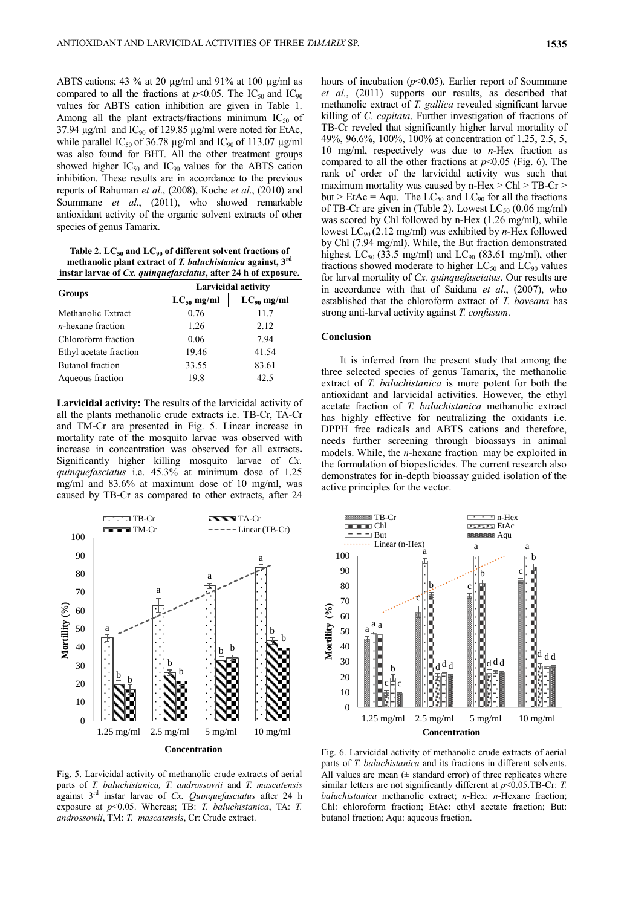ABTS cations; 43 % at 20 µg/ml and 91% at 100 µg/ml as compared to all the fractions at $p<0.05$. The $IC_{50}$ and $IC_{90}$ values for ABTS cation inhibition are given in Table 1. Among all the plant extracts/fractions minimum $IC_{50}$ of 37.94 µg/ml and $IC_{90}$ of 129.85 µg/ml were noted for EtAc, while parallel $IC_{50}$ of 36.78 µg/ml and $IC_{90}$ of 113.07 µg/ml was also found for BHT. All the other treatment groups showed higher $IC_{50}$ and $IC_{90}$ values for the ABTS cation inhibition. These results are in accordance to the previous reports of Rahuman *et al*., (2008), Koche *et al*., (2010) and Soummane *et al*., (2011), who showed remarkable antioxidant activity of the organic solvent extracts of other species of genus Tamarix.

**Table 2. $LC_{50}$ and $LC_{90}$ of different solvent fractions of methanolic plant extract of *T. baluchistanica* against, 3rd instar larvae of *Cx. quinquefasciatus*, after 24 h of exposure.**

| Groups | Larvicidal activity | |
|---|---|---|
| | $LC_{50}$ mg/ml | $LC_{90}$ mg/ml |
| Methanolic Extract | 0.76 | 11.7 |
| *n*-hexane fraction | 1.26 | 2.12 |
| Chloroform fraction | 0.06 | 7.94 |
| Ethyl acetate fraction | 19.46 | 41.54 |
| Butanol fraction | 33.55 | 83.61 |
| Aqueous fraction | 19.8 | 42.5 |

**Larvicidal activity:** The results of the larvicidal activity of all the plants methanolic crude extracts i.e. TB-Cr, TA-Cr and TM-Cr are presented in Fig. 5. Linear increase in mortality rate of the mosquito larvae was observed with increase in concentration was observed for all extracts**.** Significantly higher killing mosquito larvae of *Cx. quinquefasciatus* i.e. 45.3% at minimum dose of 1.25 mg/ml and 83.6% at maximum dose of 10 mg/ml, was caused by TB-Cr as compared to other extracts, after 24 hours of incubation ($p<0.05$). Earlier report of Soummane *et al*., (2011) supports our results, as described that methanolic extract of *T. gallica* revealed significant larvae killing of *C. capitata*. Further investigation of fractions of TB-Cr revealed that significantly higher larval mortality of 49%, 96.6%, 100%, 100% at concentration of 1.25, 2.5, 5, 10 mg/ml, respectively was due to *n*-Hex fraction as compared to all the other fractions at $p<0.05$ (Fig. 6). The rank of order of the larvicidal activity was such that maximum mortality was caused by n-Hex > Chl > TB-Cr > but > EtAc = Aqu. The $LC_{50}$ and $LC_{90}$ for all the fractions of TB-Cr are given in (Table 2). Lowest $LC_{50}$ (0.06 mg/ml) was scored by Chl followed by n-Hex (1.26 mg/ml), while lowest $LC_{90}$ (2.12 mg/ml) was exhibited by *n*-Hex followed by Chl (7.94 mg/ml). While, the But fraction demonstrated highest $LC_{50}$ (33.5 mg/ml) and $LC_{90}$ (83.61 mg/ml), other fractions showed moderate to higher $LC_{50}$ and $LC_{90}$ values for larval mortality of *Cx. quinquefasciatus*. Our results are in accordance with that of Saidana *et al*., (2007), who established that the chloroform extract of *T. boveana* has strong anti-larval activity against *T. confusum*.

## Conclusion

It is inferred from the present study that among the three selected species of genus Tamarix, the methanolic extract of *T. baluchistanica* is more potent for both the antioxidant and larvicidal activities. However, the ethyl acetate fraction of *T. baluchistanica* methanolic extract has highly effective for neutralizing the oxidants i.e. DPPH free radicals and ABTS cations and therefore, needs further screening through bioassays in animal models. While, the *n*-hexane fraction may be exploited in the formulation of biopesticides. The current research also demonstrates for in-depth bioassay guided isolation of the active principles for the vector.

Fig. 5. Larvicidal activity of methanolic crude extracts of aerial parts of *T. baluchistanica, T. androssowii* and *T. mascatensis* against 3rd instar larvae of *Cx. Quinquefasciatus* after 24 h exposure at $p<0.05$. Whereas; TB: *T. baluchistanica*, TA: *T. androssowii*, TM: *T. mascatensis*, Cr: Crude extract.

Fig. 6. Larvicidal activity of methanolic crude extracts of aerial parts of *T. baluchistanica* and its fractions in different solvents. All values are mean (± standard error) of three replicates where similar letters are not significantly different at $p<0.05$.TB-Cr: *T. baluchistanica* methanolic extract; *n*-Hex: *n*-Hexane fraction; Chl: chloroform fraction; EtAc: ethyl acetate fraction; But: butanol fraction; Aqu: aqueous fraction.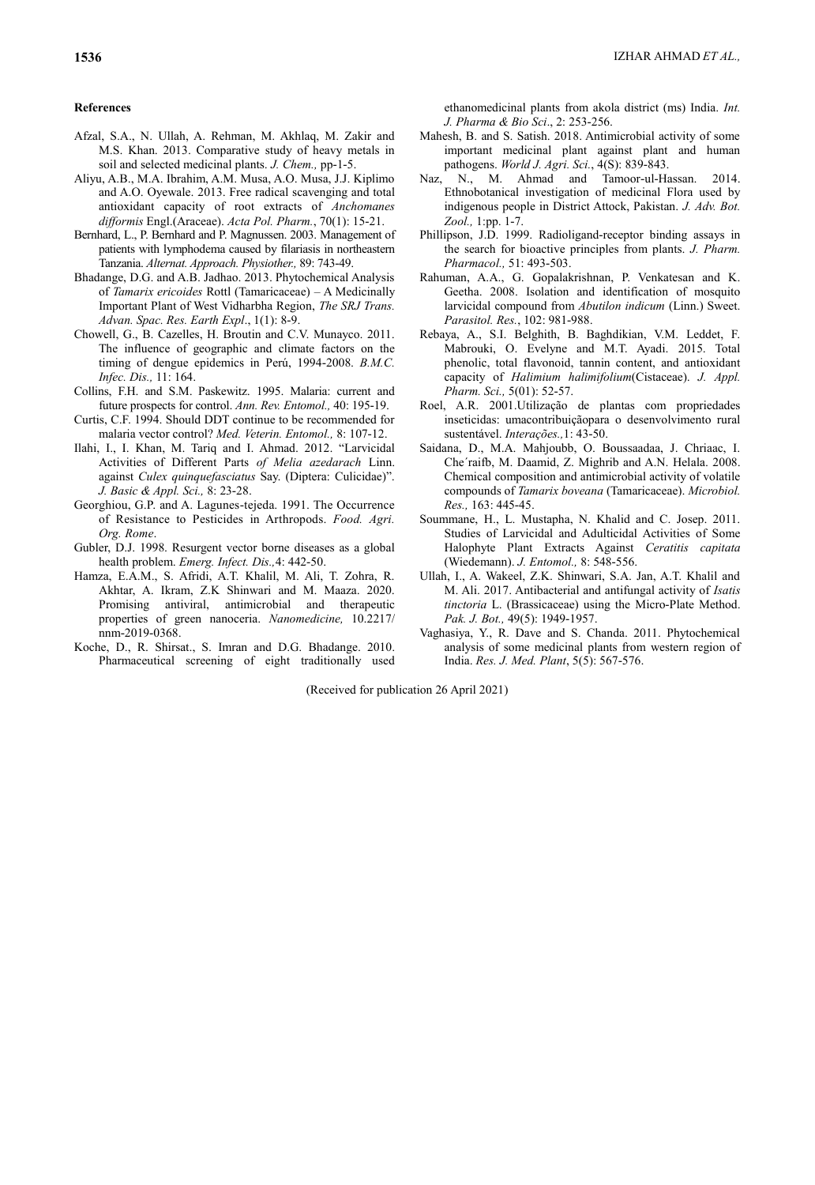## References

Afzal, S.A., N. Ullah, A. Rehman, M. Akhlaq, M. Zakir and M.S. Khan. 2013. Comparative study of heavy metals in soil and selected medicinal plants. *J. Chem.,* pp-1-5.

Aliyu, A.B., M.A. Ibrahim, A.M. Musa, A.O. Musa, J.J. Kiplimo and A.O. Oyewale. 2013. Free radical scavenging and total antioxidant capacity of root extracts of *Anchomanes difformis* Engl.(Araceae). *Acta Pol. Pharm.*, 70(1): 15-21.

Bernhard, L., P. Bernhard and P. Magnussen. 2003. Management of patients with lymphodema caused by filariasis in northeastern Tanzania. *Alternat. Approach. Physiother.,* 89: 743-49.

Bhadange, D.G. and A.B. Jadhao. 2013. Phytochemical Analysis of *Tamarix ericoides* Rottl (Tamaricaceae) – A Medicinally Important Plant of West Vidharbha Region, *The SRJ Trans. Advan. Spac. Res. Earth Expl*., 1(1): 8-9.

Chowell, G., B. Cazelles, H. Broutin and C.V. Munayco. 2011. The influence of geographic and climate factors on the timing of dengue epidemics in Perú, 1994-2008. *B.M.C. Infec. Dis.,* 11: 164.

Collins, F.H. and S.M. Paskewitz. 1995. Malaria: current and future prospects for control. *Ann. Rev. Entomol.,* 40: 195-19.

Curtis, C.F. 1994. Should DDT continue to be recommended for malaria vector control? *Med. Veterin. Entomol.,* 8: 107-12.

Ilahi, I., I. Khan, M. Tariq and I. Ahmad. 2012. "Larvicidal Activities of Different Parts *of Melia azedarach* Linn. against *Culex quinquefasciatus* Say. (Diptera: Culicidae)". *J. Basic & Appl. Sci.,* 8: 23-28.

Georghiou, G.P. and A. Lagunes-tejeda. 1991. The Occurrence of Resistance to Pesticides in Arthropods. *Food. Agri. Org. Rome*.

Gubler, D.J. 1998. Resurgent vector borne diseases as a global health problem. *Emerg. Infect. Dis.,*4: 442-50.

Hamza, E.A.M., S. Afridi, A.T. Khalil, M. Ali, T. Zohra, R. Akhtar, A. Ikram, Z.K Shinwari and M. Maaza. 2020. Promising antiviral, antimicrobial and therapeutic properties of green nanoceria. *Nanomedicine,* 10.2217/ nnm-2019-0368.

Koche, D., R. Shirsat., S. Imran and D.G. Bhadange. 2010. Pharmaceutical screening of eight traditionally used ethanomedicinal plants from akola district (ms) India. *Int. J. Pharma & Bio Sci*., 2: 253-256.

Mahesh, B. and S. Satish. 2018. Antimicrobial activity of some important medicinal plant against plant and human pathogens. *World J. Agri. Sci.*, 4(S): 839-843.

Naz, N., M. Ahmad and Tamoor-ul-Hassan. 2014. Ethnobotanical investigation of medicinal Flora used by indigenous people in District Attock, Pakistan. *J. Adv. Bot. Zool.,* 1:pp. 1-7.

Phillipson, J.D. 1999. Radioligand-receptor binding assays in the search for bioactive principles from plants. *J. Pharm. Pharmacol.,* 51: 493-503.

Rahuman, A.A., G. Gopalakrishnan, P. Venkatesan and K. Geetha. 2008. Isolation and identification of mosquito larvicidal compound from *Abutilon indicum* (Linn.) Sweet. *Parasitol. Res.*, 102: 981-988.

Rebaya, A., S.I. Belghith, B. Baghdikian, V.M. Leddet, F. Mabrouki, O. Evelyne and M.T. Ayadi. 2015. Total phenolic, total flavonoid, tannin content, and antioxidant capacity of *Halimium halimifolium*(Cistaceae). *J. Appl. Pharm. Sci.,* 5(01): 52-57.

Roel, A.R. 2001.Utilização de plantas com propriedades inseticidas: umacontribuiçãopara o desenvolvimento rural sustentável. *Interações.,*1: 43-50.

Saidana, D., M.A. Mahjoubb, O. Boussaadaa, J. Chriaac, I. Che´raifb, M. Daamid, Z. Mighrib and A.N. Helala. 2008. Chemical composition and antimicrobial activity of volatile compounds of *Tamarix boveana* (Tamaricaceae). *Microbiol. Res.,* 163: 445-45.

Soummane, H., L. Mustapha, N. Khalid and C. Josep. 2011. Studies of Larvicidal and Adulticidal Activities of Some Halophyte Plant Extracts Against *Ceratitis capitata* (Wiedemann). *J. Entomol.,* 8: 548-556.

Ullah, I., A. Wakeel, Z.K. Shinwari, S.A. Jan, A.T. Khalil and M. Ali. 2017. Antibacterial and antifungal activity of *Isatis tinctoria* L. (Brassicaceae) using the Micro-Plate Method. *Pak. J. Bot.,* 49(5): 1949-1957.

Vaghasiya, Y., R. Dave and S. Chanda. 2011. Phytochemical analysis of some medicinal plants from western region of India. *Res. J. Med. Plant*, 5(5): 567-576.

(Received for publication 26 April 2021)